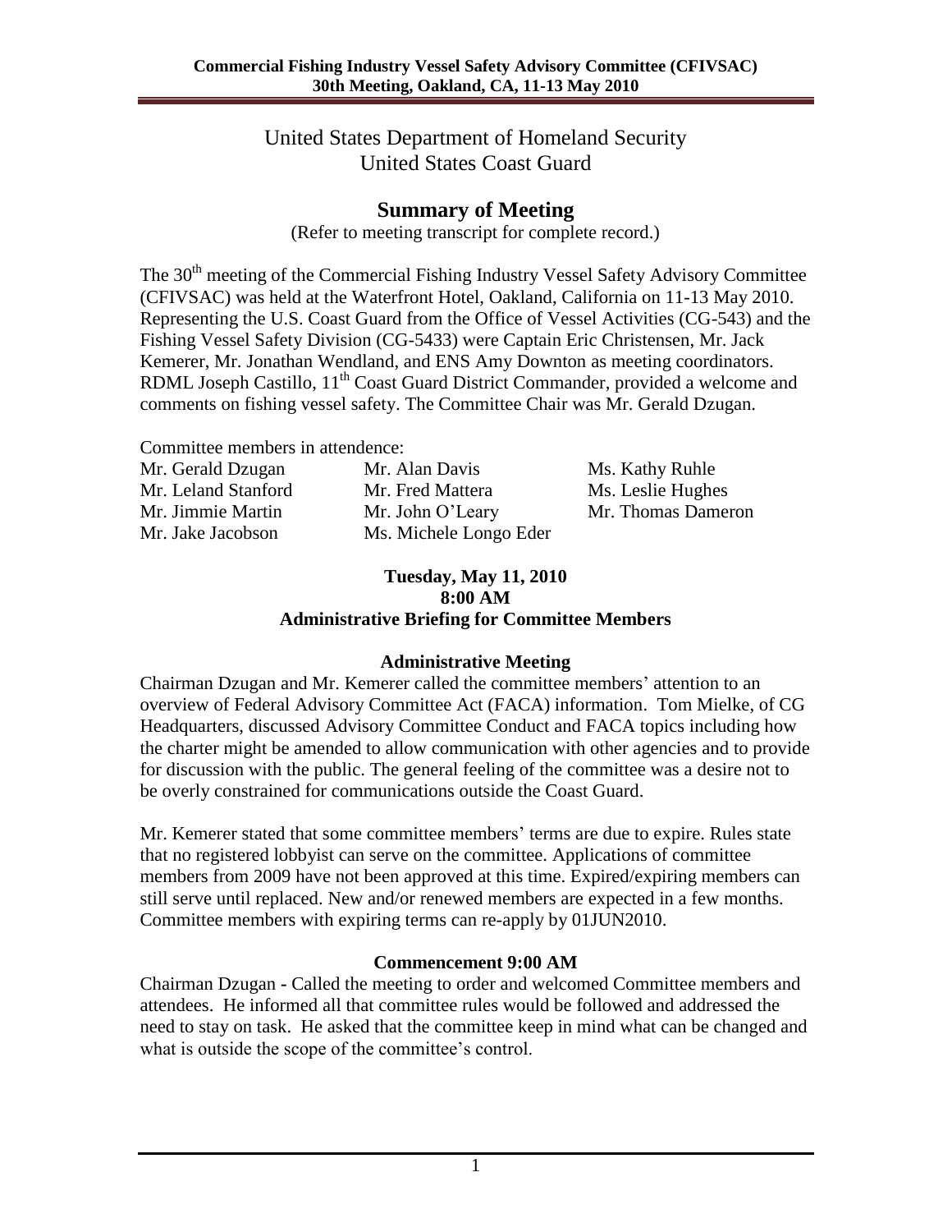United States Department of Homeland Security
United States Coast Guard

# Summary of Meeting

(Refer to meeting transcript for complete record.)

The 30th meeting of the Commercial Fishing Industry Vessel Safety Advisory Committee (CFIVSAC) was held at the Waterfront Hotel, Oakland, California on 11-13 May 2010. Representing the U.S. Coast Guard from the Office of Vessel Activities (CG-543) and the Fishing Vessel Safety Division (CG-5433) were Captain Eric Christensen, Mr. Jack Kemerer, Mr. Jonathan Wendland, and ENS Amy Downton as meeting coordinators. RDML Joseph Castillo, 11th Coast Guard District Commander, provided a welcome and comments on fishing vessel safety. The Committee Chair was Mr. Gerald Dzugan.

Committee members in attendence:

| | | |
|---|---|---|
| Mr. Gerald Dzugan | Mr. Alan Davis | Ms. Kathy Ruhle |
| Mr. Leland Stanford | Mr. Fred Mattera | Ms. Leslie Hughes |
| Mr. Jimmie Martin | Mr. John O'Leary | Mr. Thomas Dameron |
| Mr. Jake Jacobson | Ms. Michele Longo Eder | |

**Tuesday, May 11, 2010**
**8:00 AM**
**Administrative Briefing for Committee Members**

**Administrative Meeting**

Chairman Dzugan and Mr. Kemerer called the committee members' attention to an overview of Federal Advisory Committee Act (FACA) information. Tom Mielke, of CG Headquarters, discussed Advisory Committee Conduct and FACA topics including how the charter might be amended to allow communication with other agencies and to provide for discussion with the public. The general feeling of the committee was a desire not to be overly constrained for communications outside the Coast Guard.

Mr. Kemerer stated that some committee members' terms are due to expire. Rules state that no registered lobbyist can serve on the committee. Applications of committee members from 2009 have not been approved at this time. Expired/expiring members can still serve until replaced. New and/or renewed members are expected in a few months. Committee members with expiring terms can re-apply by 01JUN2010.

**Commencement 9:00 AM**

Chairman Dzugan - Called the meeting to order and welcomed Committee members and attendees. He informed all that committee rules would be followed and addressed the need to stay on task. He asked that the committee keep in mind what can be changed and what is outside the scope of the committee's control.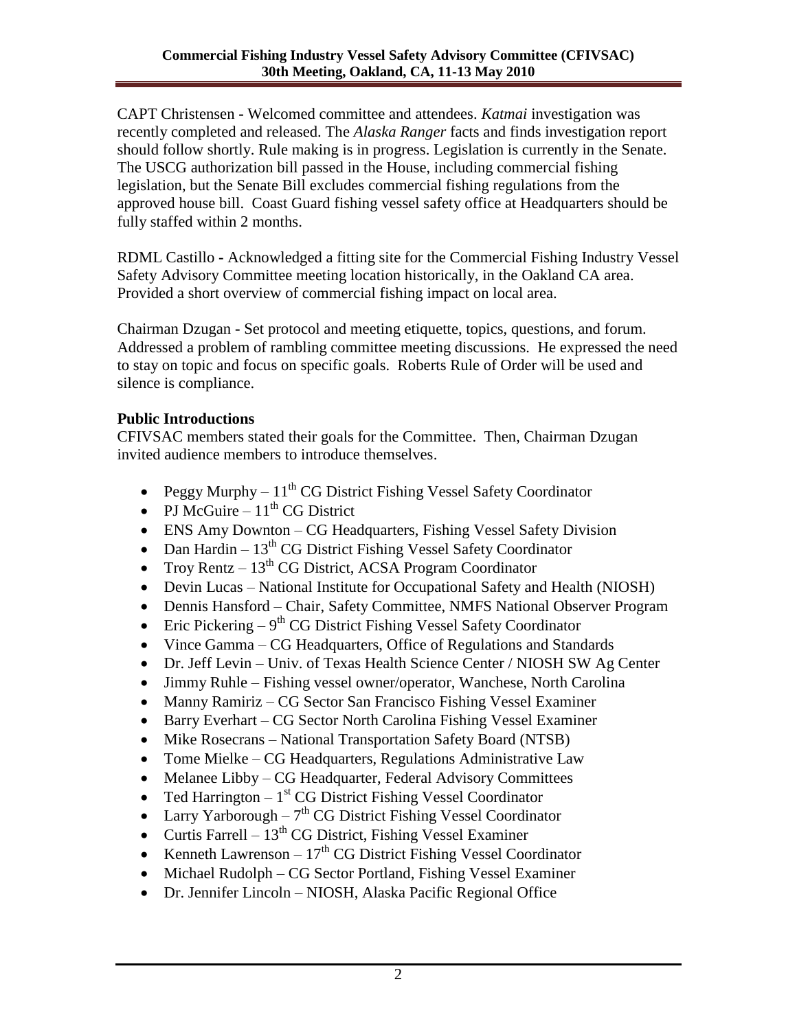CAPT Christensen - Welcomed committee and attendees. *Katmai* investigation was recently completed and released. The *Alaska Ranger* facts and finds investigation report should follow shortly. Rule making is in progress. Legislation is currently in the Senate. The USCG authorization bill passed in the House, including commercial fishing legislation, but the Senate Bill excludes commercial fishing regulations from the approved house bill. Coast Guard fishing vessel safety office at Headquarters should be fully staffed within 2 months.

RDML Castillo - Acknowledged a fitting site for the Commercial Fishing Industry Vessel Safety Advisory Committee meeting location historically, in the Oakland CA area. Provided a short overview of commercial fishing impact on local area.

Chairman Dzugan - Set protocol and meeting etiquette, topics, questions, and forum. Addressed a problem of rambling committee meeting discussions. He expressed the need to stay on topic and focus on specific goals. Roberts Rule of Order will be used and silence is compliance.

**Public Introductions**

CFIVSAC members stated their goals for the Committee. Then, Chairman Dzugan invited audience members to introduce themselves.

- Peggy Murphy – 11th CG District Fishing Vessel Safety Coordinator
- PJ McGuire – 11th CG District
- ENS Amy Downton – CG Headquarters, Fishing Vessel Safety Division
- Dan Hardin – 13th CG District Fishing Vessel Safety Coordinator
- Troy Rentz – 13th CG District, ACSA Program Coordinator
- Devin Lucas – National Institute for Occupational Safety and Health (NIOSH)
- Dennis Hansford – Chair, Safety Committee, NMFS National Observer Program
- Eric Pickering – 9th CG District Fishing Vessel Safety Coordinator
- Vince Gamma – CG Headquarters, Office of Regulations and Standards
- Dr. Jeff Levin – Univ. of Texas Health Science Center / NIOSH SW Ag Center
- Jimmy Ruhle – Fishing vessel owner/operator, Wanchese, North Carolina
- Manny Ramiriz – CG Sector San Francisco Fishing Vessel Examiner
- Barry Everhart – CG Sector North Carolina Fishing Vessel Examiner
- Mike Rosecrans – National Transportation Safety Board (NTSB)
- Tome Mielke – CG Headquarters, Regulations Administrative Law
- Melanee Libby – CG Headquarter, Federal Advisory Committees
- Ted Harrington – 1st CG District Fishing Vessel Coordinator
- Larry Yarborough – 7th CG District Fishing Vessel Coordinator
- Curtis Farrell – 13th CG District, Fishing Vessel Examiner
- Kenneth Lawrenson – 17th CG District Fishing Vessel Coordinator
- Michael Rudolph – CG Sector Portland, Fishing Vessel Examiner
- Dr. Jennifer Lincoln – NIOSH, Alaska Pacific Regional Office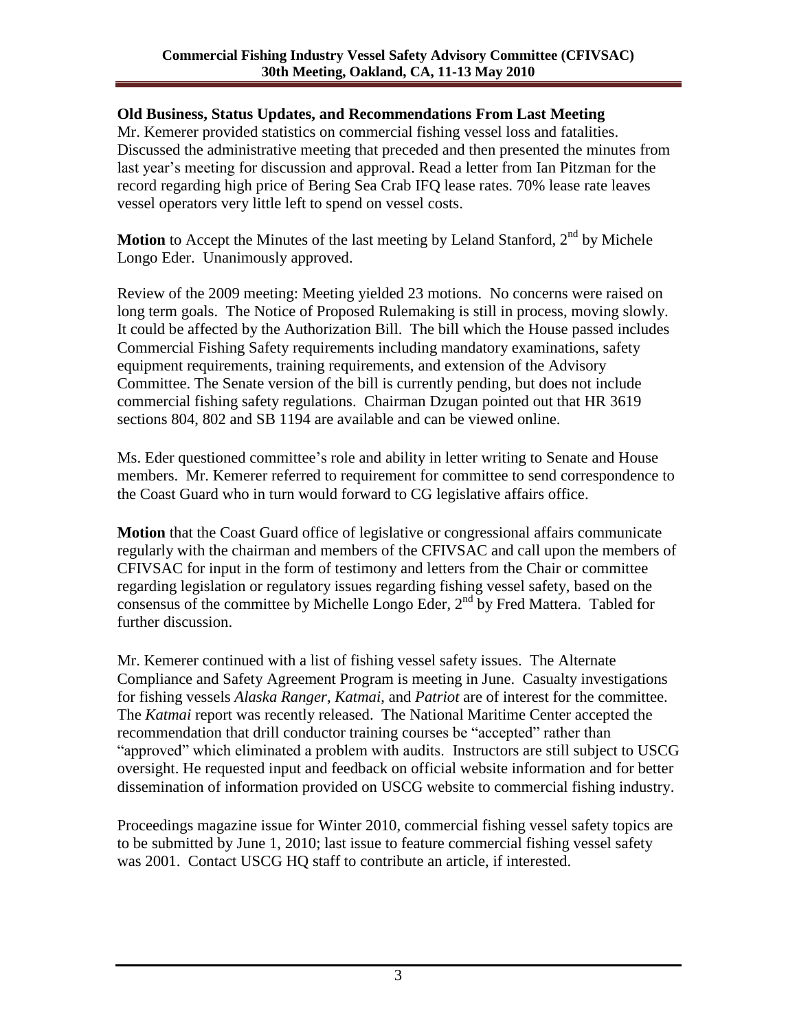### Old Business, Status Updates, and Recommendations From Last Meeting

Mr. Kemerer provided statistics on commercial fishing vessel loss and fatalities. Discussed the administrative meeting that preceded and then presented the minutes from last year's meeting for discussion and approval. Read a letter from Ian Pitzman for the record regarding high price of Bering Sea Crab IFQ lease rates. 70% lease rate leaves vessel operators very little left to spend on vessel costs.

**Motion** to Accept the Minutes of the last meeting by Leland Stanford, 2nd by Michele Longo Eder. Unanimously approved.

Review of the 2009 meeting: Meeting yielded 23 motions. No concerns were raised on long term goals. The Notice of Proposed Rulemaking is still in process, moving slowly. It could be affected by the Authorization Bill. The bill which the House passed includes Commercial Fishing Safety requirements including mandatory examinations, safety equipment requirements, training requirements, and extension of the Advisory Committee. The Senate version of the bill is currently pending, but does not include commercial fishing safety regulations. Chairman Dzugan pointed out that HR 3619 sections 804, 802 and SB 1194 are available and can be viewed online.

Ms. Eder questioned committee's role and ability in letter writing to Senate and House members. Mr. Kemerer referred to requirement for committee to send correspondence to the Coast Guard who in turn would forward to CG legislative affairs office.

**Motion** that the Coast Guard office of legislative or congressional affairs communicate regularly with the chairman and members of the CFIVSAC and call upon the members of CFIVSAC for input in the form of testimony and letters from the Chair or committee regarding legislation or regulatory issues regarding fishing vessel safety, based on the consensus of the committee by Michelle Longo Eder, 2nd by Fred Mattera. Tabled for further discussion.

Mr. Kemerer continued with a list of fishing vessel safety issues. The Alternate Compliance and Safety Agreement Program is meeting in June. Casualty investigations for fishing vessels *Alaska Ranger*, *Katmai*, and *Patriot* are of interest for the committee. The *Katmai* report was recently released. The National Maritime Center accepted the recommendation that drill conductor training courses be "accepted" rather than "approved" which eliminated a problem with audits. Instructors are still subject to USCG oversight. He requested input and feedback on official website information and for better dissemination of information provided on USCG website to commercial fishing industry.

Proceedings magazine issue for Winter 2010, commercial fishing vessel safety topics are to be submitted by June 1, 2010; last issue to feature commercial fishing vessel safety was 2001. Contact USCG HQ staff to contribute an article, if interested.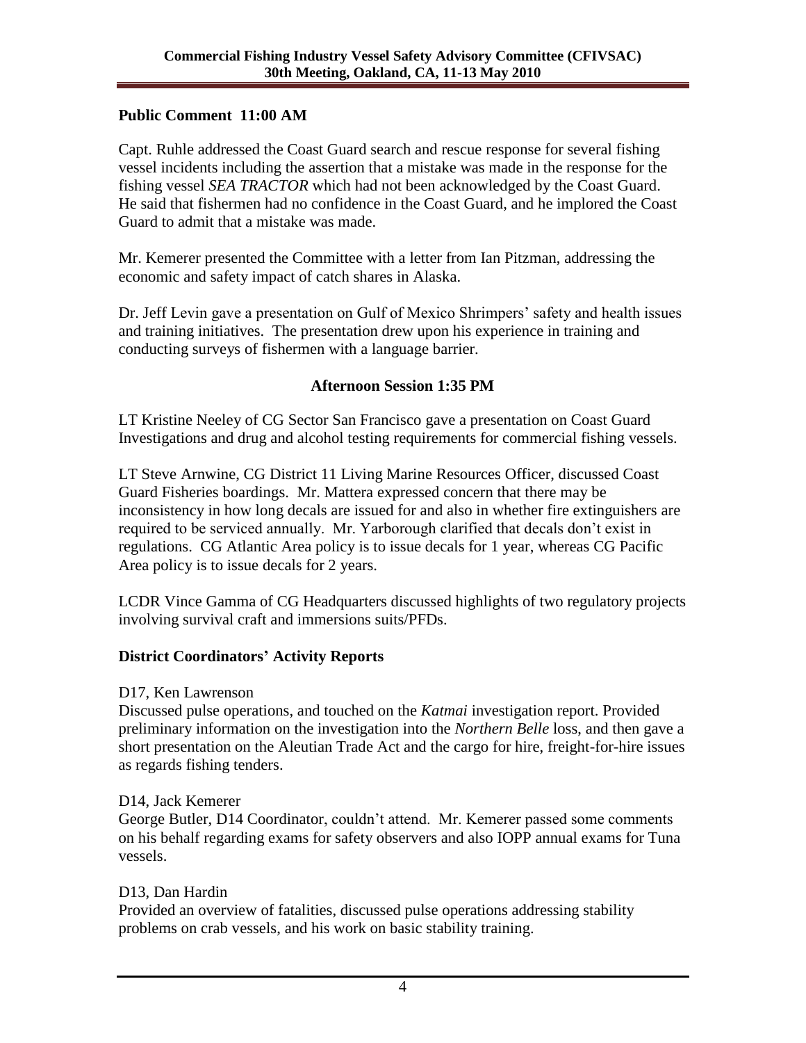**Public Comment 11:00 AM**

Capt. Ruhle addressed the Coast Guard search and rescue response for several fishing vessel incidents including the assertion that a mistake was made in the response for the fishing vessel *SEA TRACTOR* which had not been acknowledged by the Coast Guard. He said that fishermen had no confidence in the Coast Guard, and he implored the Coast Guard to admit that a mistake was made.

Mr. Kemerer presented the Committee with a letter from Ian Pitzman, addressing the economic and safety impact of catch shares in Alaska.

Dr. Jeff Levin gave a presentation on Gulf of Mexico Shrimpers' safety and health issues and training initiatives. The presentation drew upon his experience in training and conducting surveys of fishermen with a language barrier.

**Afternoon Session 1:35 PM**

LT Kristine Neeley of CG Sector San Francisco gave a presentation on Coast Guard Investigations and drug and alcohol testing requirements for commercial fishing vessels.

LT Steve Arnwine, CG District 11 Living Marine Resources Officer, discussed Coast Guard Fisheries boardings. Mr. Mattera expressed concern that there may be inconsistency in how long decals are issued for and also in whether fire extinguishers are required to be serviced annually. Mr. Yarborough clarified that decals don't exist in regulations. CG Atlantic Area policy is to issue decals for 1 year, whereas CG Pacific Area policy is to issue decals for 2 years.

LCDR Vince Gamma of CG Headquarters discussed highlights of two regulatory projects involving survival craft and immersions suits/PFDs.

**District Coordinators' Activity Reports**

D17, Ken Lawrenson
Discussed pulse operations, and touched on the *Katmai* investigation report. Provided preliminary information on the investigation into the *Northern Belle* loss, and then gave a short presentation on the Aleutian Trade Act and the cargo for hire, freight-for-hire issues as regards fishing tenders.

D14, Jack Kemerer
George Butler, D14 Coordinator, couldn't attend. Mr. Kemerer passed some comments on his behalf regarding exams for safety observers and also IOPP annual exams for Tuna vessels.

D13, Dan Hardin
Provided an overview of fatalities, discussed pulse operations addressing stability problems on crab vessels, and his work on basic stability training.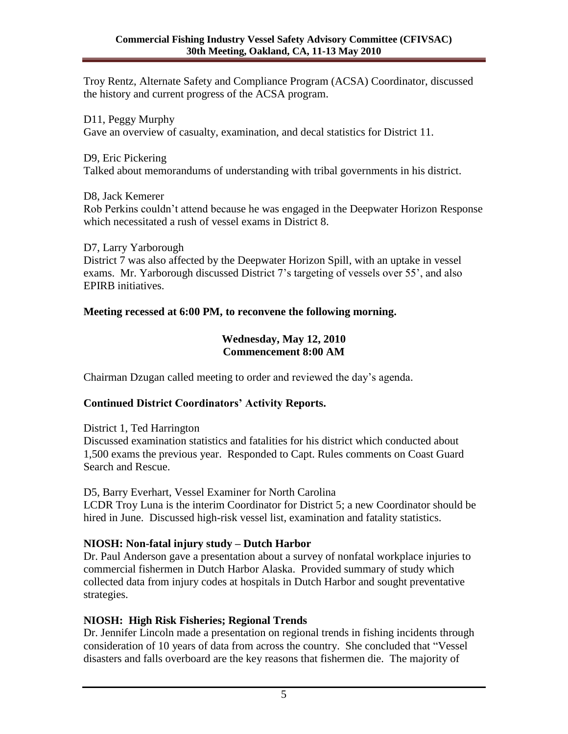Troy Rentz, Alternate Safety and Compliance Program (ACSA) Coordinator, discussed the history and current progress of the ACSA program.

D11, Peggy Murphy
Gave an overview of casualty, examination, and decal statistics for District 11.

D9, Eric Pickering
Talked about memorandums of understanding with tribal governments in his district.

D8, Jack Kemerer
Rob Perkins couldn't attend because he was engaged in the Deepwater Horizon Response which necessitated a rush of vessel exams in District 8.

D7, Larry Yarborough
District 7 was also affected by the Deepwater Horizon Spill, with an uptake in vessel exams. Mr. Yarborough discussed District 7's targeting of vessels over 55', and also EPIRB initiatives.

**Meeting recessed at 6:00 PM, to reconvene the following morning.**

**Wednesday, May 12, 2010**
**Commencement 8:00 AM**

Chairman Dzugan called meeting to order and reviewed the day's agenda.

**Continued District Coordinators' Activity Reports.**

District 1, Ted Harrington
Discussed examination statistics and fatalities for his district which conducted about 1,500 exams the previous year. Responded to Capt. Rules comments on Coast Guard Search and Rescue.

D5, Barry Everhart, Vessel Examiner for North Carolina
LCDR Troy Luna is the interim Coordinator for District 5; a new Coordinator should be hired in June. Discussed high-risk vessel list, examination and fatality statistics.

**NIOSH: Non-fatal injury study – Dutch Harbor**
Dr. Paul Anderson gave a presentation about a survey of nonfatal workplace injuries to commercial fishermen in Dutch Harbor Alaska. Provided summary of study which collected data from injury codes at hospitals in Dutch Harbor and sought preventative strategies.

**NIOSH: High Risk Fisheries; Regional Trends**
Dr. Jennifer Lincoln made a presentation on regional trends in fishing incidents through consideration of 10 years of data from across the country. She concluded that "Vessel disasters and falls overboard are the key reasons that fishermen die. The majority of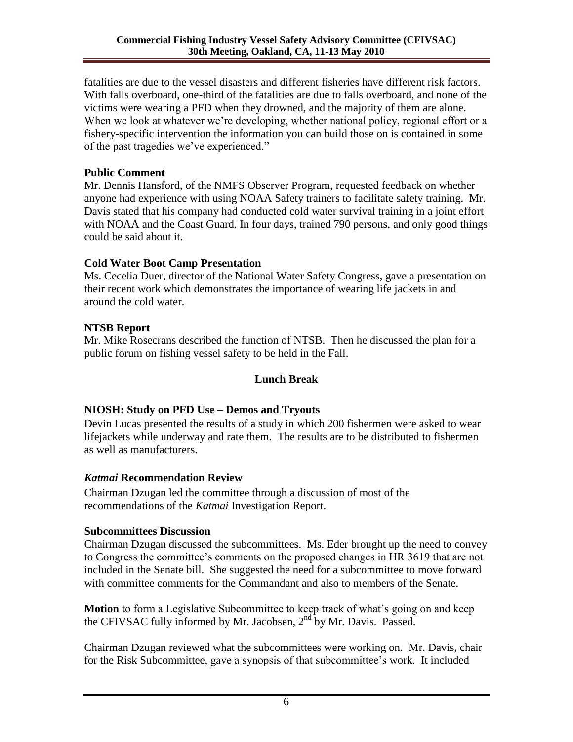fatalities are due to the vessel disasters and different fisheries have different risk factors. With falls overboard, one-third of the fatalities are due to falls overboard, and none of the victims were wearing a PFD when they drowned, and the majority of them are alone. When we look at whatever we're developing, whether national policy, regional effort or a fishery-specific intervention the information you can build those on is contained in some of the past tragedies we've experienced."

### Public Comment

Mr. Dennis Hansford, of the NMFS Observer Program, requested feedback on whether anyone had experience with using NOAA Safety trainers to facilitate safety training. Mr. Davis stated that his company had conducted cold water survival training in a joint effort with NOAA and the Coast Guard. In four days, trained 790 persons, and only good things could be said about it.

### Cold Water Boot Camp Presentation

Ms. Cecelia Duer, director of the National Water Safety Congress, gave a presentation on their recent work which demonstrates the importance of wearing life jackets in and around the cold water.

### NTSB Report

Mr. Mike Rosecrans described the function of NTSB. Then he discussed the plan for a public forum on fishing vessel safety to be held in the Fall.

**Lunch Break**

### NIOSH: Study on PFD Use – Demos and Tryouts

Devin Lucas presented the results of a study in which 200 fishermen were asked to wear lifejackets while underway and rate them. The results are to be distributed to fishermen as well as manufacturers.

### *Katmai* Recommendation Review

Chairman Dzugan led the committee through a discussion of most of the recommendations of the *Katmai* Investigation Report.

### Subcommittees Discussion

Chairman Dzugan discussed the subcommittees. Ms. Eder brought up the need to convey to Congress the committee's comments on the proposed changes in HR 3619 that are not included in the Senate bill. She suggested the need for a subcommittee to move forward with committee comments for the Commandant and also to members of the Senate.

**Motion** to form a Legislative Subcommittee to keep track of what's going on and keep the CFIVSAC fully informed by Mr. Jacobsen, 2nd by Mr. Davis. Passed.

Chairman Dzugan reviewed what the subcommittees were working on. Mr. Davis, chair for the Risk Subcommittee, gave a synopsis of that subcommittee's work. It included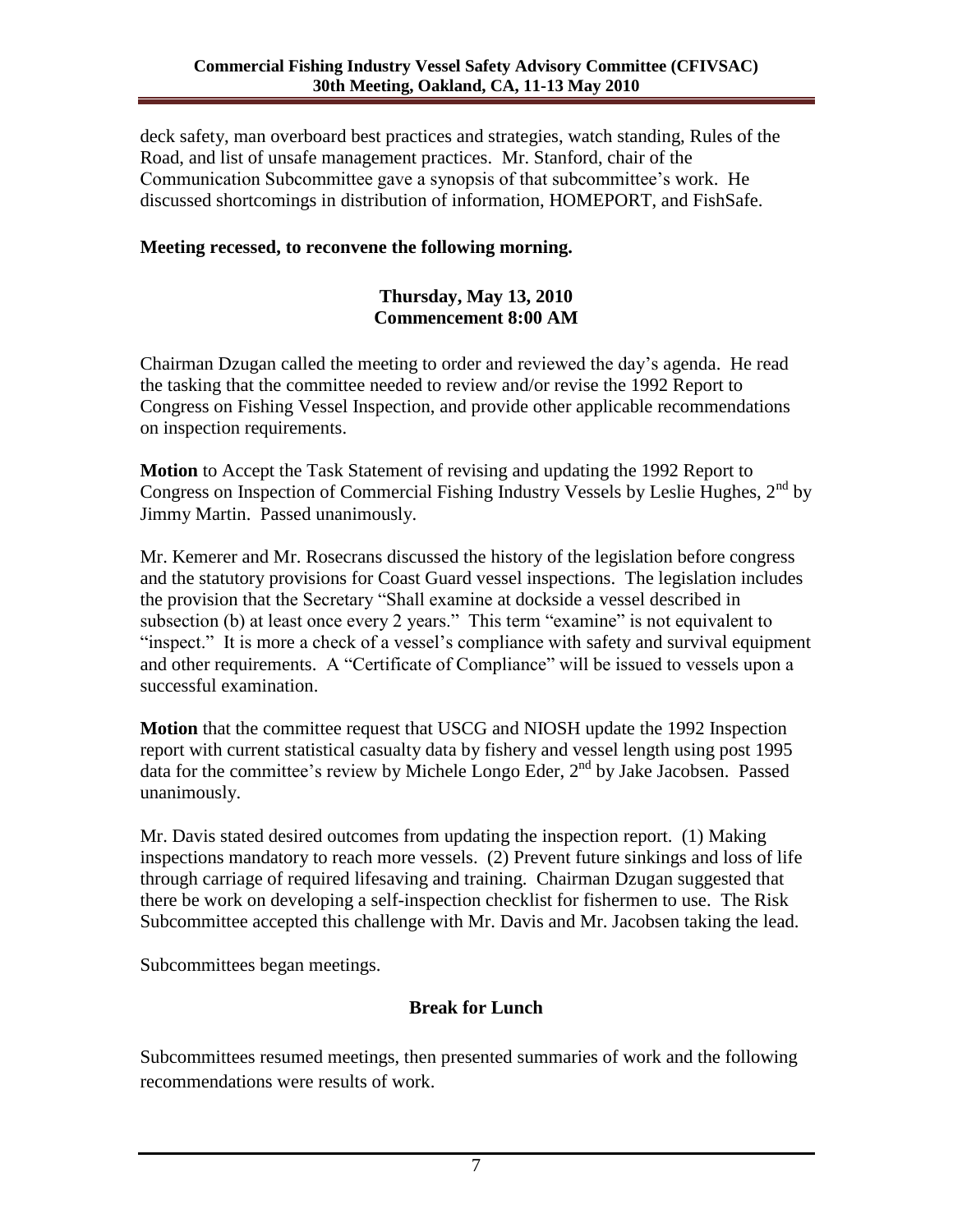deck safety, man overboard best practices and strategies, watch standing, Rules of the Road, and list of unsafe management practices. Mr. Stanford, chair of the Communication Subcommittee gave a synopsis of that subcommittee's work. He discussed shortcomings in distribution of information, HOMEPORT, and FishSafe.

**Meeting recessed, to reconvene the following morning.**

**Thursday, May 13, 2010**
**Commencement 8:00 AM**

Chairman Dzugan called the meeting to order and reviewed the day's agenda. He read the tasking that the committee needed to review and/or revise the 1992 Report to Congress on Fishing Vessel Inspection, and provide other applicable recommendations on inspection requirements.

**Motion** to Accept the Task Statement of revising and updating the 1992 Report to Congress on Inspection of Commercial Fishing Industry Vessels by Leslie Hughes, 2nd by Jimmy Martin. Passed unanimously.

Mr. Kemerer and Mr. Rosecrans discussed the history of the legislation before congress and the statutory provisions for Coast Guard vessel inspections. The legislation includes the provision that the Secretary "Shall examine at dockside a vessel described in subsection (b) at least once every 2 years." This term "examine" is not equivalent to "inspect." It is more a check of a vessel's compliance with safety and survival equipment and other requirements. A "Certificate of Compliance" will be issued to vessels upon a successful examination.

**Motion** that the committee request that USCG and NIOSH update the 1992 Inspection report with current statistical casualty data by fishery and vessel length using post 1995 data for the committee's review by Michele Longo Eder, 2nd by Jake Jacobsen. Passed unanimously.

Mr. Davis stated desired outcomes from updating the inspection report. (1) Making inspections mandatory to reach more vessels. (2) Prevent future sinkings and loss of life through carriage of required lifesaving and training. Chairman Dzugan suggested that there be work on developing a self-inspection checklist for fishermen to use. The Risk Subcommittee accepted this challenge with Mr. Davis and Mr. Jacobsen taking the lead.

Subcommittees began meetings.

**Break for Lunch**

Subcommittees resumed meetings, then presented summaries of work and the following recommendations were results of work.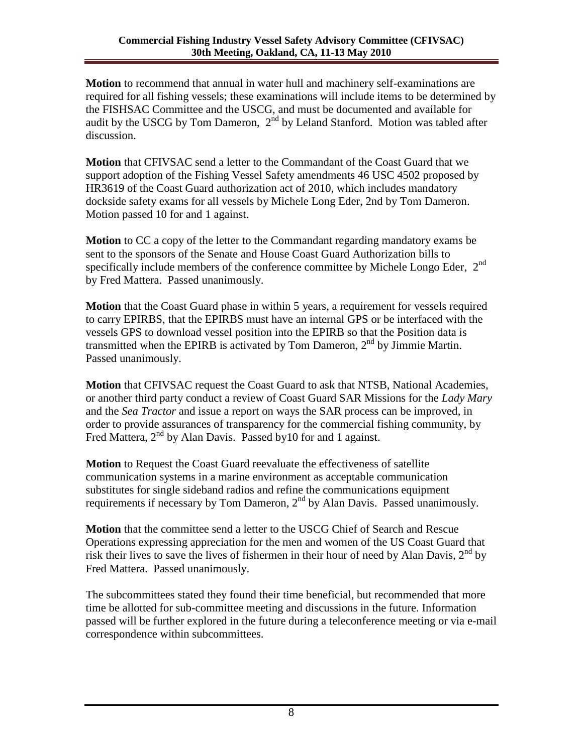**Motion** to recommend that annual in water hull and machinery self-examinations are required for all fishing vessels; these examinations will include items to be determined by the FISHSAC Committee and the USCG, and must be documented and available for audit by the USCG by Tom Dameron, 2[nd] by Leland Stanford. Motion was tabled after discussion.

**Motion** that CFIVSAC send a letter to the Commandant of the Coast Guard that we support adoption of the Fishing Vessel Safety amendments 46 USC 4502 proposed by HR3619 of the Coast Guard authorization act of 2010, which includes mandatory dockside safety exams for all vessels by Michele Long Eder, 2nd by Tom Dameron. Motion passed 10 for and 1 against.

**Motion** to CC a copy of the letter to the Commandant regarding mandatory exams be sent to the sponsors of the Senate and House Coast Guard Authorization bills to specifically include members of the conference committee by Michele Longo Eder, 2[nd] by Fred Mattera. Passed unanimously.

**Motion** that the Coast Guard phase in within 5 years, a requirement for vessels required to carry EPIRBS, that the EPIRBS must have an internal GPS or be interfaced with the vessels GPS to download vessel position into the EPIRB so that the Position data is transmitted when the EPIRB is activated by Tom Dameron, 2[nd] by Jimmie Martin. Passed unanimously.

**Motion** that CFIVSAC request the Coast Guard to ask that NTSB, National Academies, or another third party conduct a review of Coast Guard SAR Missions for the *Lady Mary* and the *Sea Tractor* and issue a report on ways the SAR process can be improved, in order to provide assurances of transparency for the commercial fishing community, by Fred Mattera, 2[nd] by Alan Davis. Passed by10 for and 1 against.

**Motion** to Request the Coast Guard reevaluate the effectiveness of satellite communication systems in a marine environment as acceptable communication substitutes for single sideband radios and refine the communications equipment requirements if necessary by Tom Dameron, 2[nd] by Alan Davis. Passed unanimously.

**Motion** that the committee send a letter to the USCG Chief of Search and Rescue Operations expressing appreciation for the men and women of the US Coast Guard that risk their lives to save the lives of fishermen in their hour of need by Alan Davis, 2[nd] by Fred Mattera. Passed unanimously.

The subcommittees stated they found their time beneficial, but recommended that more time be allotted for sub-committee meeting and discussions in the future. Information passed will be further explored in the future during a teleconference meeting or via e-mail correspondence within subcommittees.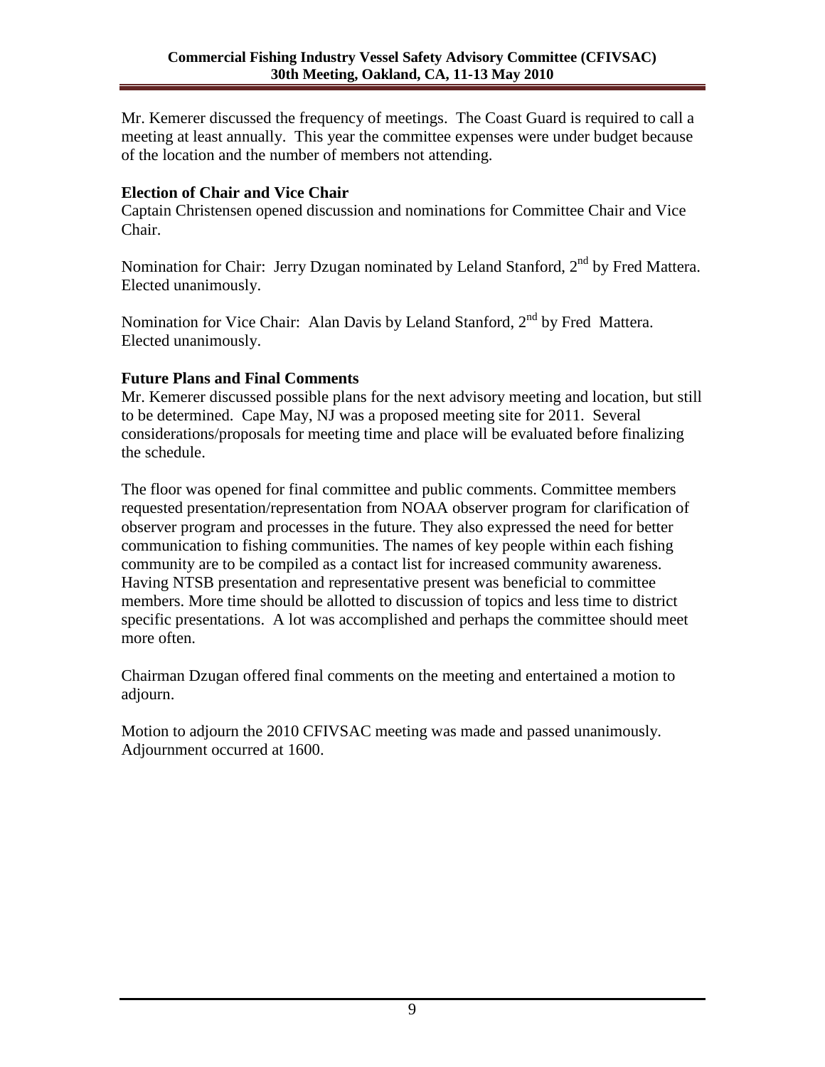Mr. Kemerer discussed the frequency of meetings. The Coast Guard is required to call a meeting at least annually. This year the committee expenses were under budget because of the location and the number of members not attending.

**Election of Chair and Vice Chair**

Captain Christensen opened discussion and nominations for Committee Chair and Vice Chair.

Nomination for Chair: Jerry Dzugan nominated by Leland Stanford, 2nd by Fred Mattera. Elected unanimously.

Nomination for Vice Chair: Alan Davis by Leland Stanford, 2nd by Fred Mattera. Elected unanimously.

**Future Plans and Final Comments**

Mr. Kemerer discussed possible plans for the next advisory meeting and location, but still to be determined. Cape May, NJ was a proposed meeting site for 2011. Several considerations/proposals for meeting time and place will be evaluated before finalizing the schedule.

The floor was opened for final committee and public comments. Committee members requested presentation/representation from NOAA observer program for clarification of observer program and processes in the future. They also expressed the need for better communication to fishing communities. The names of key people within each fishing community are to be compiled as a contact list for increased community awareness. Having NTSB presentation and representative present was beneficial to committee members. More time should be allotted to discussion of topics and less time to district specific presentations. A lot was accomplished and perhaps the committee should meet more often.

Chairman Dzugan offered final comments on the meeting and entertained a motion to adjourn.

Motion to adjourn the 2010 CFIVSAC meeting was made and passed unanimously. Adjournment occurred at 1600.